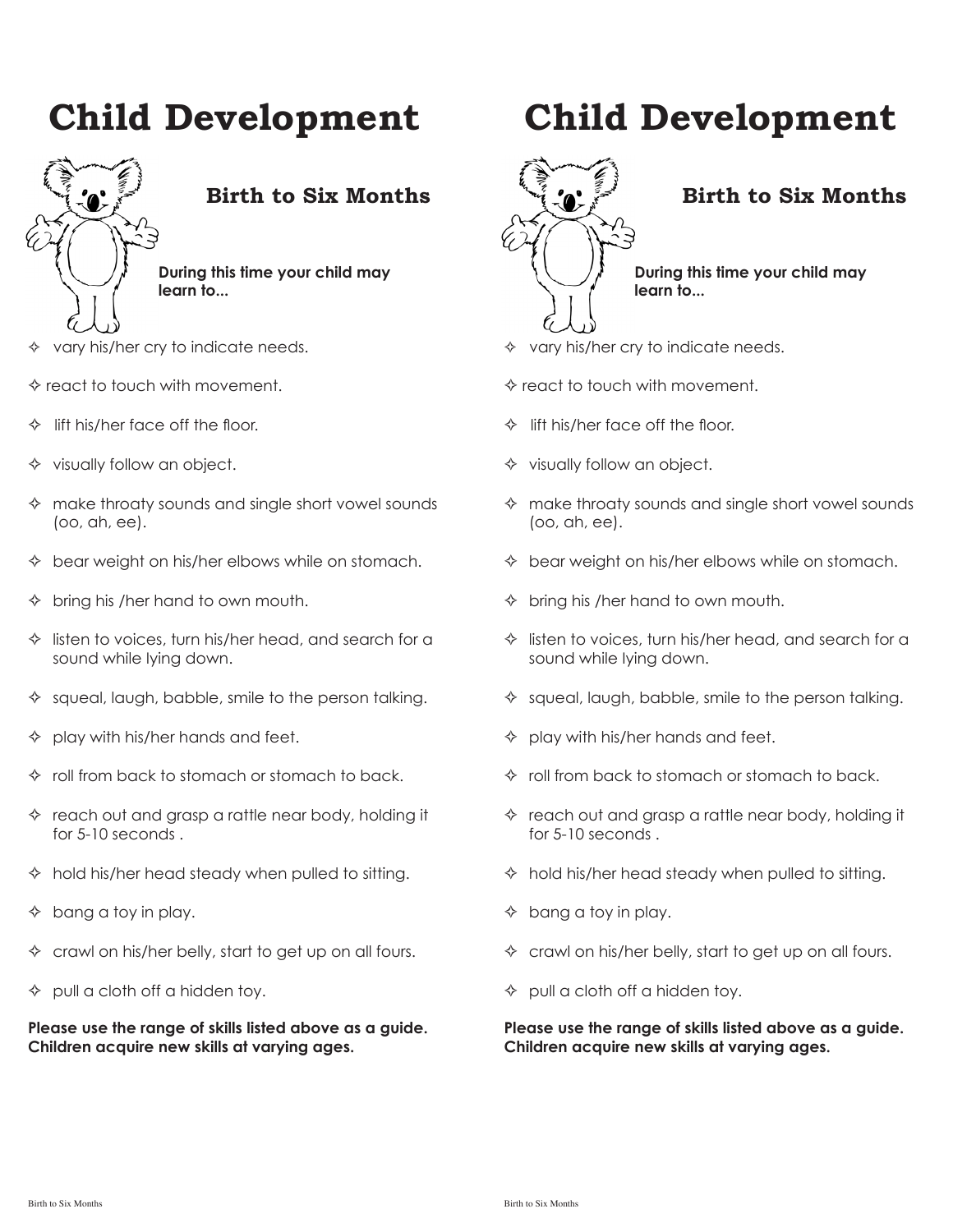# Child Development

## Birth to Six Months

**During this time your child may learn to...**

- ✧ vary his/her cry to indicate needs.
- ✧ react to touch with movement.
- ✧ lift his/her face off the floor.
- ✧ visually follow an object.
- ✧ make throaty sounds and single short vowel sounds (oo, ah, ee).
- ✧ bear weight on his/her elbows while on stomach.
- ✧ bring his /her hand to own mouth.
- ✧ listen to voices, turn his/her head, and search for a sound while lying down.
- ✧ squeal, laugh, babble, smile to the person talking.
- ✧ play with his/her hands and feet.
- ✧ roll from back to stomach or stomach to back.
- ✧ reach out and grasp a rattle near body, holding it for 5-10 seconds .
- ✧ hold his/her head steady when pulled to sitting.
- ✧ bang a toy in play.
- ✧ crawl on his/her belly, start to get up on all fours.
- ✧ pull a cloth off a hidden toy.

**Please use the range of skills listed above as a guide. Children acquire new skills at varying ages.**

# Child Development

## Birth to Six Months

**During this time your child may learn to...**

- ✧ vary his/her cry to indicate needs.
- ✧ react to touch with movement.
- ✧ lift his/her face off the floor.
- ✧ visually follow an object.
- ✧ make throaty sounds and single short vowel sounds (oo, ah, ee).
- ✧ bear weight on his/her elbows while on stomach.
- ✧ bring his /her hand to own mouth.
- ✧ listen to voices, turn his/her head, and search for a sound while lying down.
- ✧ squeal, laugh, babble, smile to the person talking.
- ✧ play with his/her hands and feet.
- ✧ roll from back to stomach or stomach to back.
- ✧ reach out and grasp a rattle near body, holding it for 5-10 seconds .
- ✧ hold his/her head steady when pulled to sitting.
- ✧ bang a toy in play.
- ✧ crawl on his/her belly, start to get up on all fours.
- ✧ pull a cloth off a hidden toy.

**Please use the range of skills listed above as a guide. Children acquire new skills at varying ages.**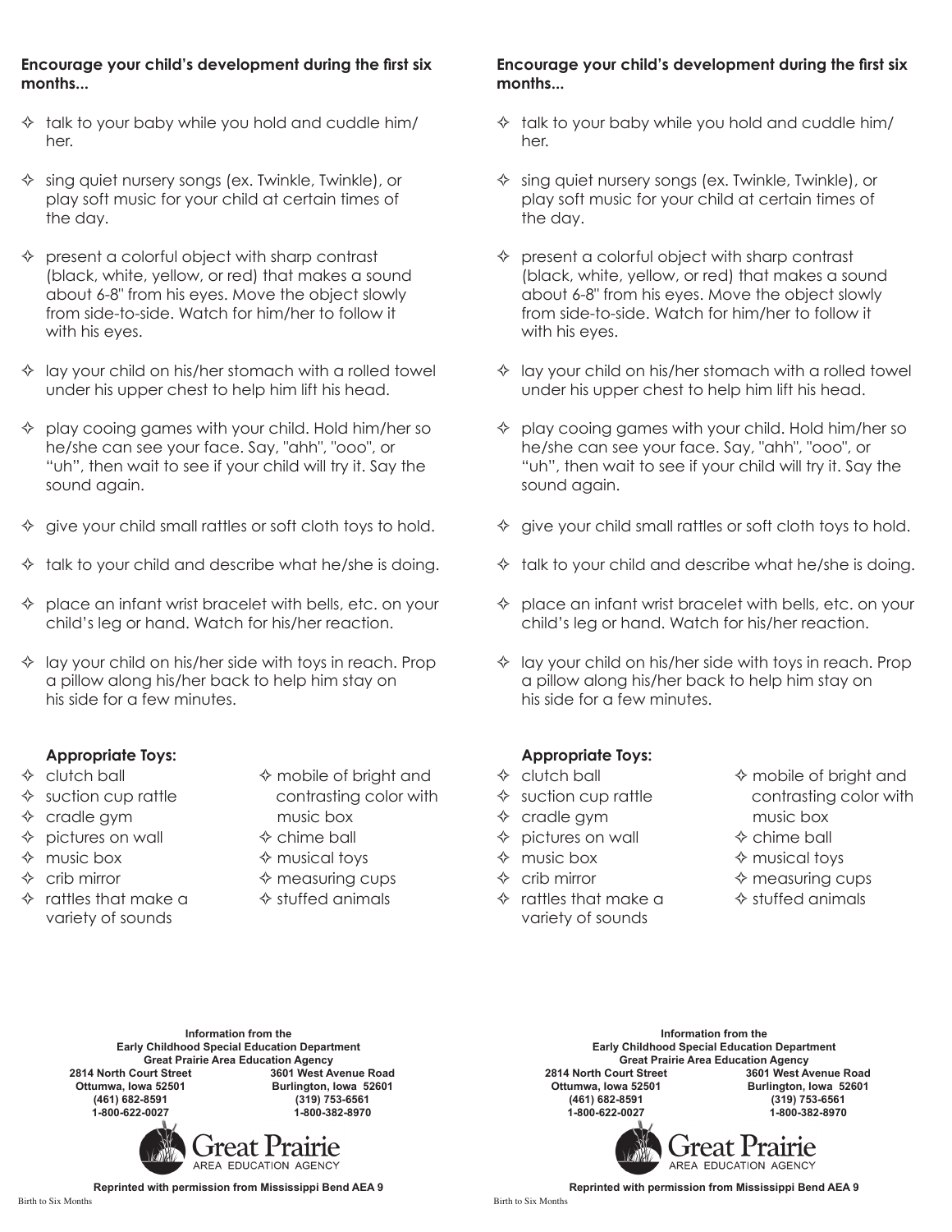**Encourage your child's development during the first six months...**

- talk to your baby while you hold and cuddle him/her.
- sing quiet nursery songs (ex. Twinkle, Twinkle), or play soft music for your child at certain times of the day.
- present a colorful object with sharp contrast (black, white, yellow, or red) that makes a sound about 6-8" from his eyes. Move the object slowly from side-to-side. Watch for him/her to follow it with his eyes.
- lay your child on his/her stomach with a rolled towel under his upper chest to help him lift his head.
- play cooing games with your child. Hold him/her so he/she can see your face. Say, "ahh", "ooo", or "uh", then wait to see if your child will try it. Say the sound again.
- give your child small rattles or soft cloth toys to hold.
- talk to your child and describe what he/she is doing.
- place an infant wrist bracelet with bells, etc. on your child's leg or hand. Watch for his/her reaction.
- lay your child on his/her side with toys in reach. Prop a pillow along his/her back to help him stay on his side for a few minutes.

**Appropriate Toys:**

- clutch ball
- suction cup rattle
- cradle gym
- pictures on wall
- music box
- crib mirror
- rattles that make a variety of sounds
- mobile of bright and contrasting color with music box
- chime ball
- musical toys
- measuring cups
- stuffed animals

**Information from the**
**Early Childhood Special Education Department**
**Great Prairie Area Education Agency**

**2814 North Court Street**
**Ottumwa, Iowa 52501**
**(461) 682-8591**
**1-800-622-0027**

**3601 West Avenue Road**
**Burlington, Iowa 52601**
**(319) 753-6561**
**1-800-382-8970**

Great Prairie
AREA EDUCATION AGENCY

**Reprinted with permission from Mississippi Bend AEA 9**

Birth to Six Months

**Encourage your child's development during the first six months...**

- talk to your baby while you hold and cuddle him/her.
- sing quiet nursery songs (ex. Twinkle, Twinkle), or play soft music for your child at certain times of the day.
- present a colorful object with sharp contrast (black, white, yellow, or red) that makes a sound about 6-8" from his eyes. Move the object slowly from side-to-side. Watch for him/her to follow it with his eyes.
- lay your child on his/her stomach with a rolled towel under his upper chest to help him lift his head.
- play cooing games with your child. Hold him/her so he/she can see your face. Say, "ahh", "ooo", or "uh", then wait to see if your child will try it. Say the sound again.
- give your child small rattles or soft cloth toys to hold.
- talk to your child and describe what he/she is doing.
- place an infant wrist bracelet with bells, etc. on your child's leg or hand. Watch for his/her reaction.
- lay your child on his/her side with toys in reach. Prop a pillow along his/her back to help him stay on his side for a few minutes.

**Appropriate Toys:**

- clutch ball
- suction cup rattle
- cradle gym
- pictures on wall
- music box
- crib mirror
- rattles that make a variety of sounds
- mobile of bright and contrasting color with music box
- chime ball
- musical toys
- measuring cups
- stuffed animals

**Information from the**
**Early Childhood Special Education Department**
**Great Prairie Area Education Agency**

**2814 North Court Street**
**Ottumwa, Iowa 52501**
**(461) 682-8591**
**1-800-622-0027**

**3601 West Avenue Road**
**Burlington, Iowa 52601**
**(319) 753-6561**
**1-800-382-8970**

Great Prairie
AREA EDUCATION AGENCY

**Reprinted with permission from Mississippi Bend AEA 9**

Birth to Six Months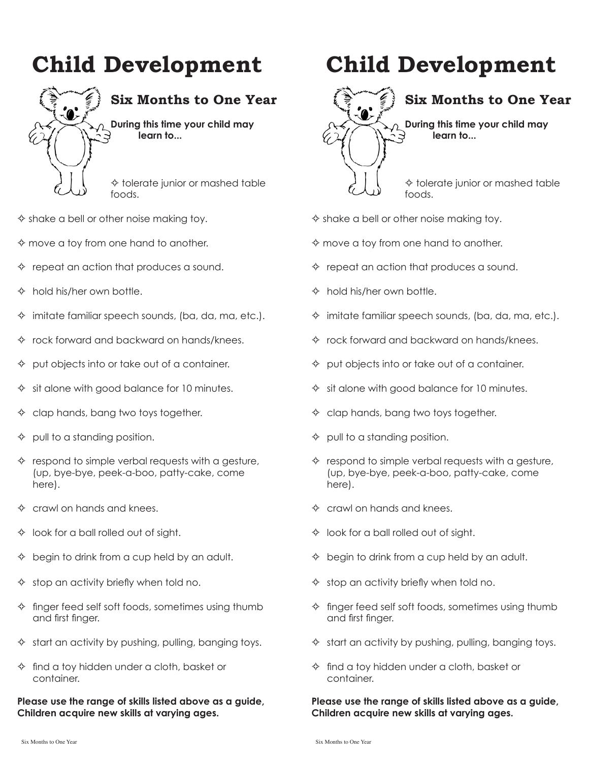# Child Development

## Six Months to One Year

**During this time your child may learn to...**

✧ tolerate junior or mashed table foods.

✧ shake a bell or other noise making toy.

✧ move a toy from one hand to another.

✧ repeat an action that produces a sound.

✧ hold his/her own bottle.

✧ imitate familiar speech sounds, (ba, da, ma, etc.).

✧ rock forward and backward on hands/knees.

✧ put objects into or take out of a container.

✧ sit alone with good balance for 10 minutes.

✧ clap hands, bang two toys together.

✧ pull to a standing position.

✧ respond to simple verbal requests with a gesture, (up, bye-bye, peek-a-boo, patty-cake, come here).

✧ crawl on hands and knees.

✧ look for a ball rolled out of sight.

✧ begin to drink from a cup held by an adult.

✧ stop an activity briefly when told no.

✧ finger feed self soft foods, sometimes using thumb and first finger.

✧ start an activity by pushing, pulling, banging toys.

✧ find a toy hidden under a cloth, basket or container.

**Please use the range of skills listed above as a guide, Children acquire new skills at varying ages.**

# Child Development

## Six Months to One Year

**During this time your child may learn to...**

✧ tolerate junior or mashed table foods.

✧ shake a bell or other noise making toy.

✧ move a toy from one hand to another.

✧ repeat an action that produces a sound.

✧ hold his/her own bottle.

✧ imitate familiar speech sounds, (ba, da, ma, etc.).

✧ rock forward and backward on hands/knees.

✧ put objects into or take out of a container.

✧ sit alone with good balance for 10 minutes.

✧ clap hands, bang two toys together.

✧ pull to a standing position.

✧ respond to simple verbal requests with a gesture, (up, bye-bye, peek-a-boo, patty-cake, come here).

✧ crawl on hands and knees.

✧ look for a ball rolled out of sight.

✧ begin to drink from a cup held by an adult.

✧ stop an activity briefly when told no.

✧ finger feed self soft foods, sometimes using thumb and first finger.

✧ start an activity by pushing, pulling, banging toys.

✧ find a toy hidden under a cloth, basket or container.

**Please use the range of skills listed above as a guide, Children acquire new skills at varying ages.**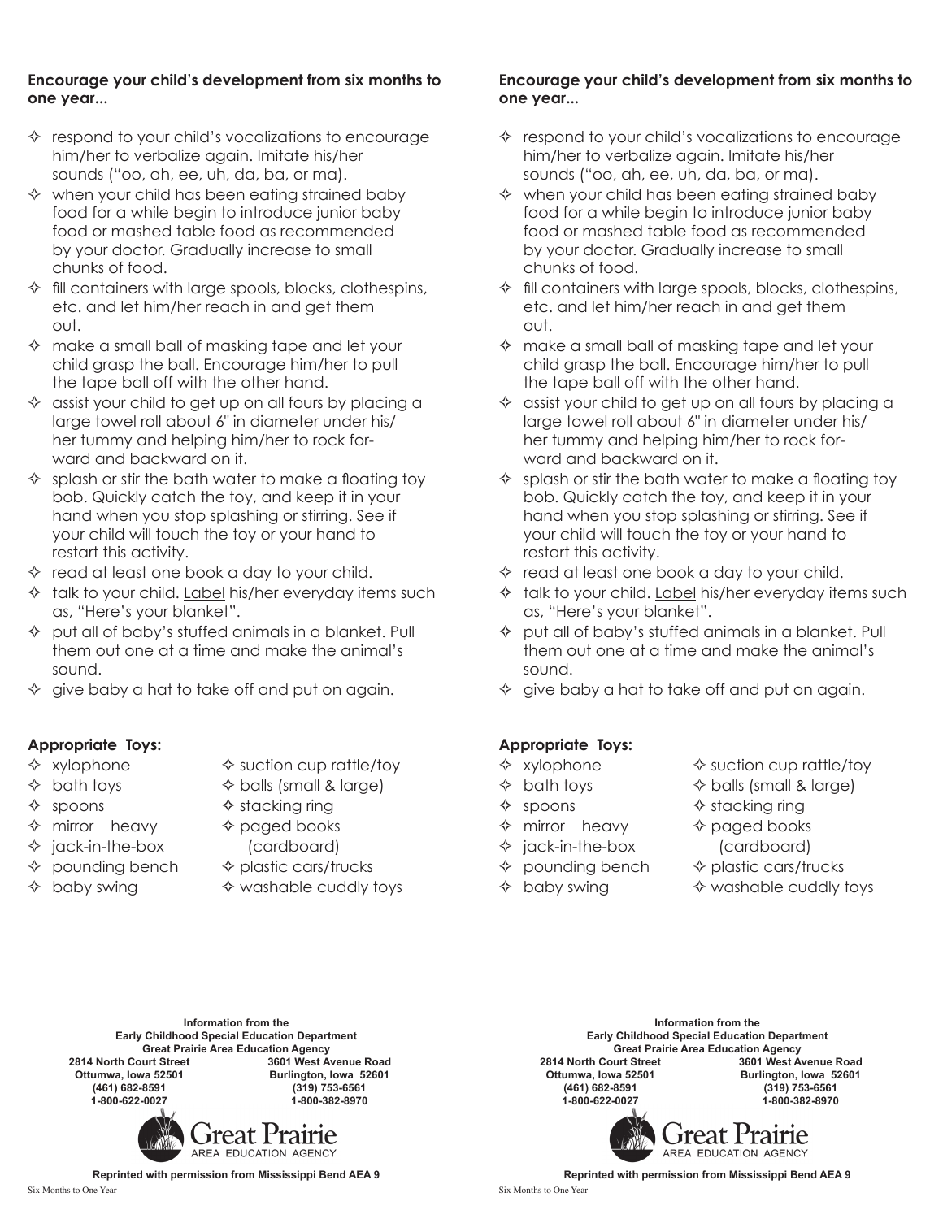**Encourage your child's development from six months to one year...**

- respond to your child's vocalizations to encourage him/her to verbalize again. Imitate his/her sounds ("oo, ah, ee, uh, da, ba, or ma).
- when your child has been eating strained baby food for a while begin to introduce junior baby food or mashed table food as recommended by your doctor. Gradually increase to small chunks of food.
- fill containers with large spools, blocks, clothespins, etc. and let him/her reach in and get them out.
- make a small ball of masking tape and let your child grasp the ball. Encourage him/her to pull the tape ball off with the other hand.
- assist your child to get up on all fours by placing a large towel roll about 6" in diameter under his/her tummy and helping him/her to rock forward and backward on it.
- splash or stir the bath water to make a floating toy bob. Quickly catch the toy, and keep it in your hand when you stop splashing or stirring. See if your child will touch the toy or your hand to restart this activity.
- read at least one book a day to your child.
- talk to your child. Label his/her everyday items such as, "Here's your blanket".
- put all of baby's stuffed animals in a blanket. Pull them out one at a time and make the animal's sound.
- give baby a hat to take off and put on again.

**Appropriate Toys:**

- xylophone
- bath toys
- spoons
- mirror heavy
- jack-in-the-box
- pounding bench
- baby swing
- suction cup rattle/toy
- balls (small & large)
- stacking ring
- paged books (cardboard)
- plastic cars/trucks
- washable cuddly toys

**Information from the**
**Early Childhood Special Education Department**
**Great Prairie Area Education Agency**

**2814 North Court Street**
**Ottumwa, Iowa 52501**
**(461) 682-8591**
**1-800-622-0027**

**3601 West Avenue Road**
**Burlington, Iowa 52601**
**(319) 753-6561**
**1-800-382-8970**

Great Prairie
AREA EDUCATION AGENCY

**Reprinted with permission from Mississippi Bend AEA 9**

**Encourage your child's development from six months to one year...**

- respond to your child's vocalizations to encourage him/her to verbalize again. Imitate his/her sounds ("oo, ah, ee, uh, da, ba, or ma).
- when your child has been eating strained baby food for a while begin to introduce junior baby food or mashed table food as recommended by your doctor. Gradually increase to small chunks of food.
- fill containers with large spools, blocks, clothespins, etc. and let him/her reach in and get them out.
- make a small ball of masking tape and let your child grasp the ball. Encourage him/her to pull the tape ball off with the other hand.
- assist your child to get up on all fours by placing a large towel roll about 6" in diameter under his/her tummy and helping him/her to rock forward and backward on it.
- splash or stir the bath water to make a floating toy bob. Quickly catch the toy, and keep it in your hand when you stop splashing or stirring. See if your child will touch the toy or your hand to restart this activity.
- read at least one book a day to your child.
- talk to your child. Label his/her everyday items such as, "Here's your blanket".
- put all of baby's stuffed animals in a blanket. Pull them out one at a time and make the animal's sound.
- give baby a hat to take off and put on again.

**Appropriate Toys:**

- xylophone
- bath toys
- spoons
- mirror heavy
- jack-in-the-box
- pounding bench
- baby swing
- suction cup rattle/toy
- balls (small & large)
- stacking ring
- paged books (cardboard)
- plastic cars/trucks
- washable cuddly toys

**Information from the**
**Early Childhood Special Education Department**
**Great Prairie Area Education Agency**

**2814 North Court Street**
**Ottumwa, Iowa 52501**
**(461) 682-8591**
**1-800-622-0027**

**3601 West Avenue Road**
**Burlington, Iowa 52601**
**(319) 753-6561**
**1-800-382-8970**

Great Prairie
AREA EDUCATION AGENCY

**Reprinted with permission from Mississippi Bend AEA 9**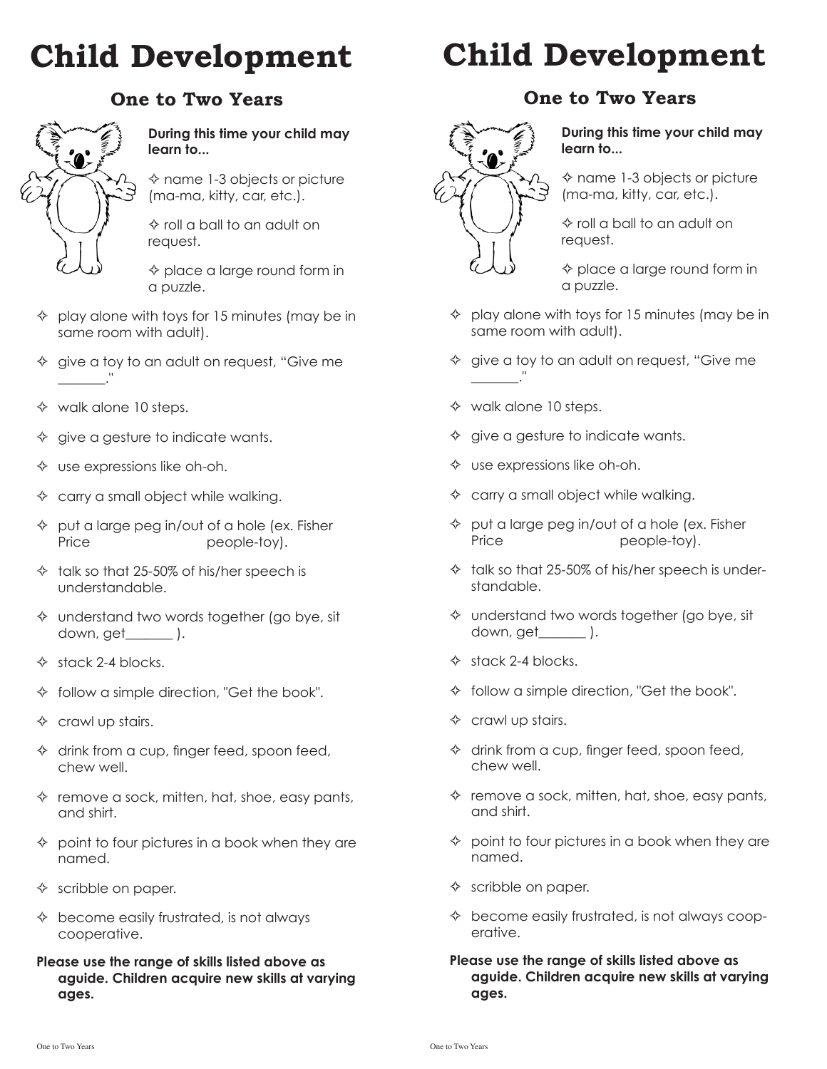# Child Development

## One to Two Years

**During this time your child may learn to...**

- name 1-3 objects or picture (ma-ma, kitty, car, etc.).
- roll a ball to an adult on request.
- place a large round form in a puzzle.
- play alone with toys for 15 minutes (may be in same room with adult).
- give a toy to an adult on request, "Give me _______."
- walk alone 10 steps.
- give a gesture to indicate wants.
- use expressions like oh-oh.
- carry a small object while walking.
- put a large peg in/out of a hole (ex. Fisher Price people-toy).
- talk so that 25-50% of his/her speech is understandable.
- understand two words together (go bye, sit down, get_______ ).
- stack 2-4 blocks.
- follow a simple direction, "Get the book".
- crawl up stairs.
- drink from a cup, finger feed, spoon feed, chew well.
- remove a sock, mitten, hat, shoe, easy pants, and shirt.
- point to four pictures in a book when they are named.
- scribble on paper.
- become easily frustrated, is not always cooperative.

**Please use the range of skills listed above as aguide. Children acquire new skills at varying ages.**

# Child Development

## One to Two Years

**During this time your child may learn to...**

- name 1-3 objects or picture (ma-ma, kitty, car, etc.).
- roll a ball to an adult on request.
- place a large round form in a puzzle.
- play alone with toys for 15 minutes (may be in same room with adult).
- give a toy to an adult on request, "Give me _______."
- walk alone 10 steps.
- give a gesture to indicate wants.
- use expressions like oh-oh.
- carry a small object while walking.
- put a large peg in/out of a hole (ex. Fisher Price people-toy).
- talk so that 25-50% of his/her speech is understandable.
- understand two words together (go bye, sit down, get_______ ).
- stack 2-4 blocks.
- follow a simple direction, "Get the book".
- crawl up stairs.
- drink from a cup, finger feed, spoon feed, chew well.
- remove a sock, mitten, hat, shoe, easy pants, and shirt.
- point to four pictures in a book when they are named.
- scribble on paper.
- become easily frustrated, is not always cooperative.

**Please use the range of skills listed above as aguide. Children acquire new skills at varying ages.**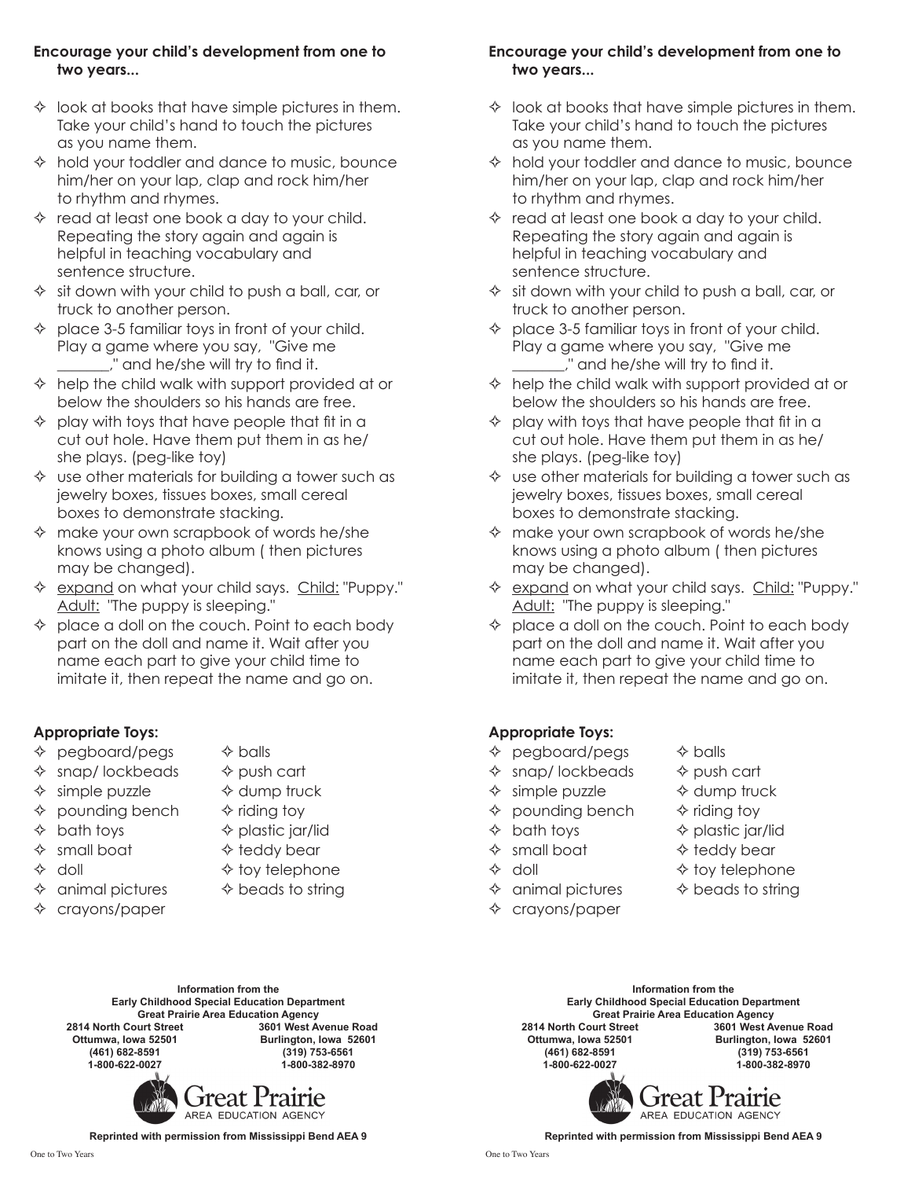**Encourage your child's development from one to two years...**

- ✧ look at books that have simple pictures in them. Take your child's hand to touch the pictures as you name them.
- ✧ hold your toddler and dance to music, bounce him/her on your lap, clap and rock him/her to rhythm and rhymes.
- ✧ read at least one book a day to your child. Repeating the story again and again is helpful in teaching vocabulary and sentence structure.
- ✧ sit down with your child to push a ball, car, or truck to another person.
- ✧ place 3-5 familiar toys in front of your child. Play a game where you say, "Give me _______," and he/she will try to find it.
- ✧ help the child walk with support provided at or below the shoulders so his hands are free.
- ✧ play with toys that have people that fit in a cut out hole. Have them put them in as he/ she plays. (peg-like toy)
- ✧ use other materials for building a tower such as jewelry boxes, tissues boxes, small cereal boxes to demonstrate stacking.
- ✧ make your own scrapbook of words he/she knows using a photo album ( then pictures may be changed).
- ✧ expand on what your child says. Child: "Puppy." Adult: "The puppy is sleeping."
- ✧ place a doll on the couch. Point to each body part on the doll and name it. Wait after you name each part to give your child time to imitate it, then repeat the name and go on.

**Appropriate Toys:**

- ✧ pegboard/pegs
- ✧ snap/ lockbeads
- ✧ simple puzzle
- ✧ pounding bench
- ✧ bath toys
- ✧ small boat
- ✧ doll
- ✧ animal pictures
- ✧ crayons/paper
- ✧ balls
- ✧ push cart
- ✧ dump truck
- ✧ riding toy
- ✧ plastic jar/lid
- ✧ teddy bear
- ✧ toy telephone
- ✧ beads to string

**Information from the**
**Early Childhood Special Education Department**
**Great Prairie Area Education Agency**

| | |
|---|---|
| **2814 North Court Street** | **3601 West Avenue Road** |
| **Ottumwa, Iowa 52501** | **Burlington, Iowa 52601** |
| **(461) 682-8591** | **(319) 753-6561** |
| **1-800-622-0027** | **1-800-382-8970** |

Great Prairie
AREA EDUCATION AGENCY

**Reprinted with permission from Mississippi Bend AEA 9**

**Encourage your child's development from one to two years...**

- ✧ look at books that have simple pictures in them. Take your child's hand to touch the pictures as you name them.
- ✧ hold your toddler and dance to music, bounce him/her on your lap, clap and rock him/her to rhythm and rhymes.
- ✧ read at least one book a day to your child. Repeating the story again and again is helpful in teaching vocabulary and sentence structure.
- ✧ sit down with your child to push a ball, car, or truck to another person.
- ✧ place 3-5 familiar toys in front of your child. Play a game where you say, "Give me _______," and he/she will try to find it.
- ✧ help the child walk with support provided at or below the shoulders so his hands are free.
- ✧ play with toys that have people that fit in a cut out hole. Have them put them in as he/ she plays. (peg-like toy)
- ✧ use other materials for building a tower such as jewelry boxes, tissues boxes, small cereal boxes to demonstrate stacking.
- ✧ make your own scrapbook of words he/she knows using a photo album ( then pictures may be changed).
- ✧ expand on what your child says. Child: "Puppy." Adult: "The puppy is sleeping."
- ✧ place a doll on the couch. Point to each body part on the doll and name it. Wait after you name each part to give your child time to imitate it, then repeat the name and go on.

**Appropriate Toys:**

- ✧ pegboard/pegs
- ✧ snap/ lockbeads
- ✧ simple puzzle
- ✧ pounding bench
- ✧ bath toys
- ✧ small boat
- ✧ doll
- ✧ animal pictures
- ✧ crayons/paper
- ✧ balls
- ✧ push cart
- ✧ dump truck
- ✧ riding toy
- ✧ plastic jar/lid
- ✧ teddy bear
- ✧ toy telephone
- ✧ beads to string

**Information from the**
**Early Childhood Special Education Department**
**Great Prairie Area Education Agency**

| | |
|---|---|
| **2814 North Court Street** | **3601 West Avenue Road** |
| **Ottumwa, Iowa 52501** | **Burlington, Iowa 52601** |
| **(461) 682-8591** | **(319) 753-6561** |
| **1-800-622-0027** | **1-800-382-8970** |

Great Prairie
AREA EDUCATION AGENCY

**Reprinted with permission from Mississippi Bend AEA 9**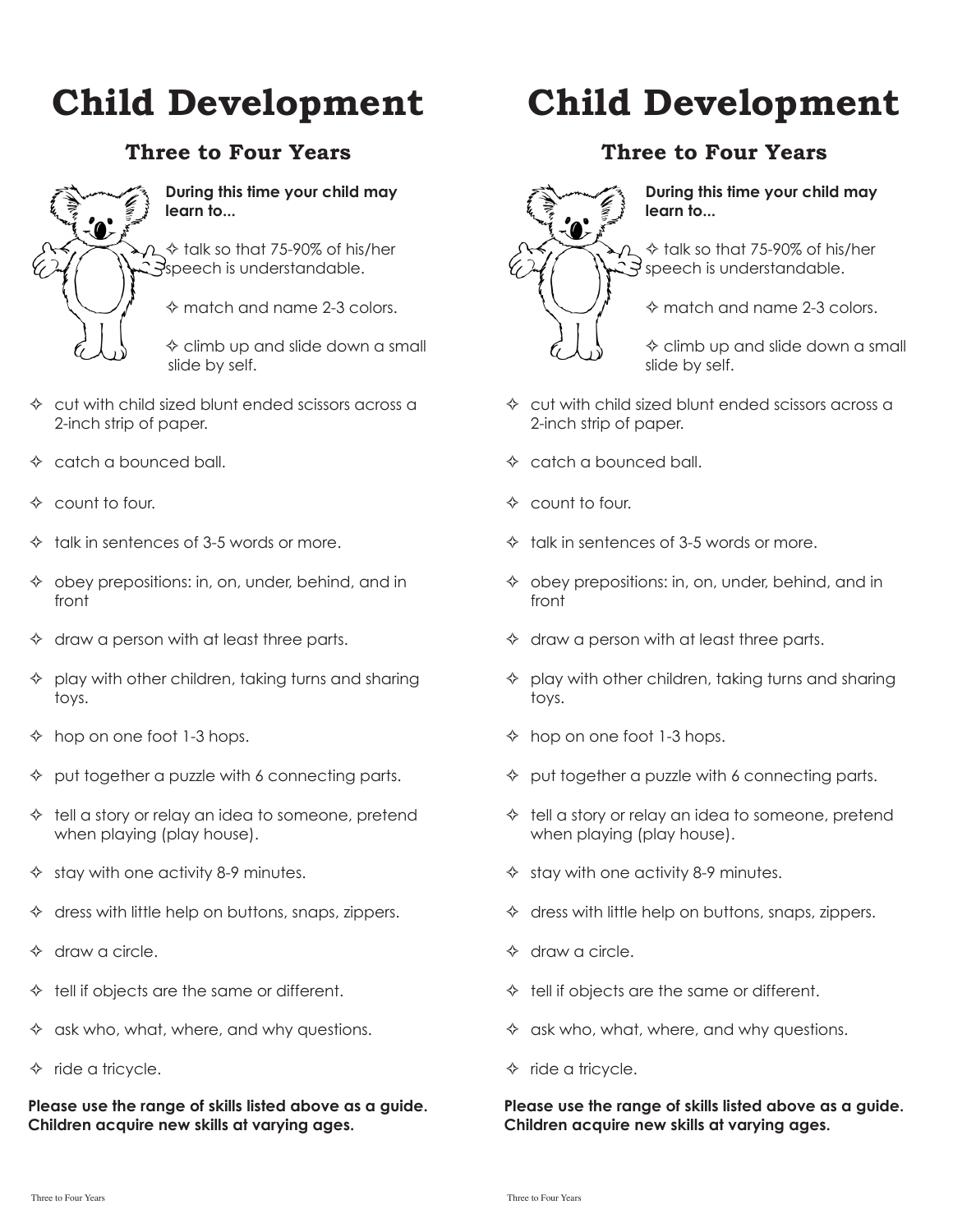# Child Development

## Three to Four Years

**During this time your child may learn to...**

- talk so that 75-90% of his/her speech is understandable.
- match and name 2-3 colors.
- climb up and slide down a small slide by self.
- cut with child sized blunt ended scissors across a 2-inch strip of paper.
- catch a bounced ball.
- count to four.
- talk in sentences of 3-5 words or more.
- obey prepositions: in, on, under, behind, and in front
- draw a person with at least three parts.
- play with other children, taking turns and sharing toys.
- hop on one foot 1-3 hops.
- put together a puzzle with 6 connecting parts.
- tell a story or relay an idea to someone, pretend when playing (play house).
- stay with one activity 8-9 minutes.
- dress with little help on buttons, snaps, zippers.
- draw a circle.
- tell if objects are the same or different.
- ask who, what, where, and why questions.
- ride a tricycle.

**Please use the range of skills listed above as a guide. Children acquire new skills at varying ages.**

# Child Development

## Three to Four Years

**During this time your child may learn to...**

- talk so that 75-90% of his/her speech is understandable.
- match and name 2-3 colors.
- climb up and slide down a small slide by self.
- cut with child sized blunt ended scissors across a 2-inch strip of paper.
- catch a bounced ball.
- count to four.
- talk in sentences of 3-5 words or more.
- obey prepositions: in, on, under, behind, and in front
- draw a person with at least three parts.
- play with other children, taking turns and sharing toys.
- hop on one foot 1-3 hops.
- put together a puzzle with 6 connecting parts.
- tell a story or relay an idea to someone, pretend when playing (play house).
- stay with one activity 8-9 minutes.
- dress with little help on buttons, snaps, zippers.
- draw a circle.
- tell if objects are the same or different.
- ask who, what, where, and why questions.
- ride a tricycle.

**Please use the range of skills listed above as a guide. Children acquire new skills at varying ages.**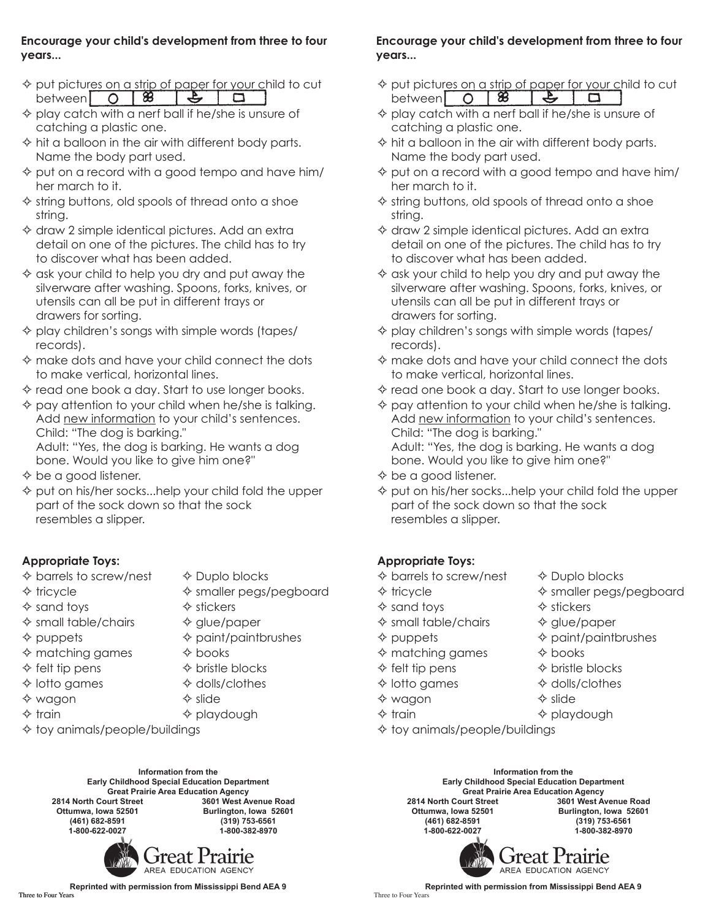**Encourage your child's development from three to four years...**

- put pictures on a strip of paper for your child to cut between
- play catch with a nerf ball if he/she is unsure of catching a plastic one.
- hit a balloon in the air with different body parts. Name the body part used.
- put on a record with a good tempo and have him/her march to it.
- string buttons, old spools of thread onto a shoe string.
- draw 2 simple identical pictures. Add an extra detail on one of the pictures. The child has to try to discover what has been added.
- ask your child to help you dry and put away the silverware after washing. Spoons, forks, knives, or utensils can all be put in different trays or drawers for sorting.
- play children's songs with simple words (tapes/records).
- make dots and have your child connect the dots to make vertical, horizontal lines.
- read one book a day. Start to use longer books.
- pay attention to your child when he/she is talking. Add new information to your child's sentences.
  Child: "The dog is barking."
  Adult: "Yes, the dog is barking. He wants a dog bone. Would you like to give him one?"
- be a good listener.
- put on his/her socks...help your child fold the upper part of the sock down so that the sock resembles a slipper.

**Appropriate Toys:**

- barrels to screw/nest
- tricycle
- sand toys
- small table/chairs
- puppets
- matching games
- felt tip pens
- lotto games
- wagon
- train
- toy animals/people/buildings
- Duplo blocks
- smaller pegs/pegboard
- stickers
- glue/paper
- paint/paintbrushes
- books
- bristle blocks
- dolls/clothes
- slide
- playdough

**Information from the**
**Early Childhood Special Education Department**
**Great Prairie Area Education Agency**

| | |
|---|---|
| **2814 North Court Street** | **3601 West Avenue Road** |
| **Ottumwa, Iowa 52501** | **Burlington, Iowa 52601** |
| **(461) 682-8591** | **(319) 753-6561** |
| **1-800-622-0027** | **1-800-382-8970** |

Great Prairie
AREA EDUCATION AGENCY

**Reprinted with permission from Mississippi Bend AEA 9**

**Encourage your child's development from three to four years...**

- put pictures on a strip of paper for your child to cut between
- play catch with a nerf ball if he/she is unsure of catching a plastic one.
- hit a balloon in the air with different body parts. Name the body part used.
- put on a record with a good tempo and have him/her march to it.
- string buttons, old spools of thread onto a shoe string.
- draw 2 simple identical pictures. Add an extra detail on one of the pictures. The child has to try to discover what has been added.
- ask your child to help you dry and put away the silverware after washing. Spoons, forks, knives, or utensils can all be put in different trays or drawers for sorting.
- play children's songs with simple words (tapes/records).
- make dots and have your child connect the dots to make vertical, horizontal lines.
- read one book a day. Start to use longer books.
- pay attention to your child when he/she is talking. Add new information to your child's sentences.
  Child: "The dog is barking."
  Adult: "Yes, the dog is barking. He wants a dog bone. Would you like to give him one?"
- be a good listener.
- put on his/her socks...help your child fold the upper part of the sock down so that the sock resembles a slipper.

**Appropriate Toys:**

- barrels to screw/nest
- tricycle
- sand toys
- small table/chairs
- puppets
- matching games
- felt tip pens
- lotto games
- wagon
- train
- toy animals/people/buildings
- Duplo blocks
- smaller pegs/pegboard
- stickers
- glue/paper
- paint/paintbrushes
- books
- bristle blocks
- dolls/clothes
- slide
- playdough

**Information from the**
**Early Childhood Special Education Department**
**Great Prairie Area Education Agency**

| | |
|---|---|
| **2814 North Court Street** | **3601 West Avenue Road** |
| **Ottumwa, Iowa 52501** | **Burlington, Iowa 52601** |
| **(461) 682-8591** | **(319) 753-6561** |
| **1-800-622-0027** | **1-800-382-8970** |

Great Prairie
AREA EDUCATION AGENCY

**Reprinted with permission from Mississippi Bend AEA 9**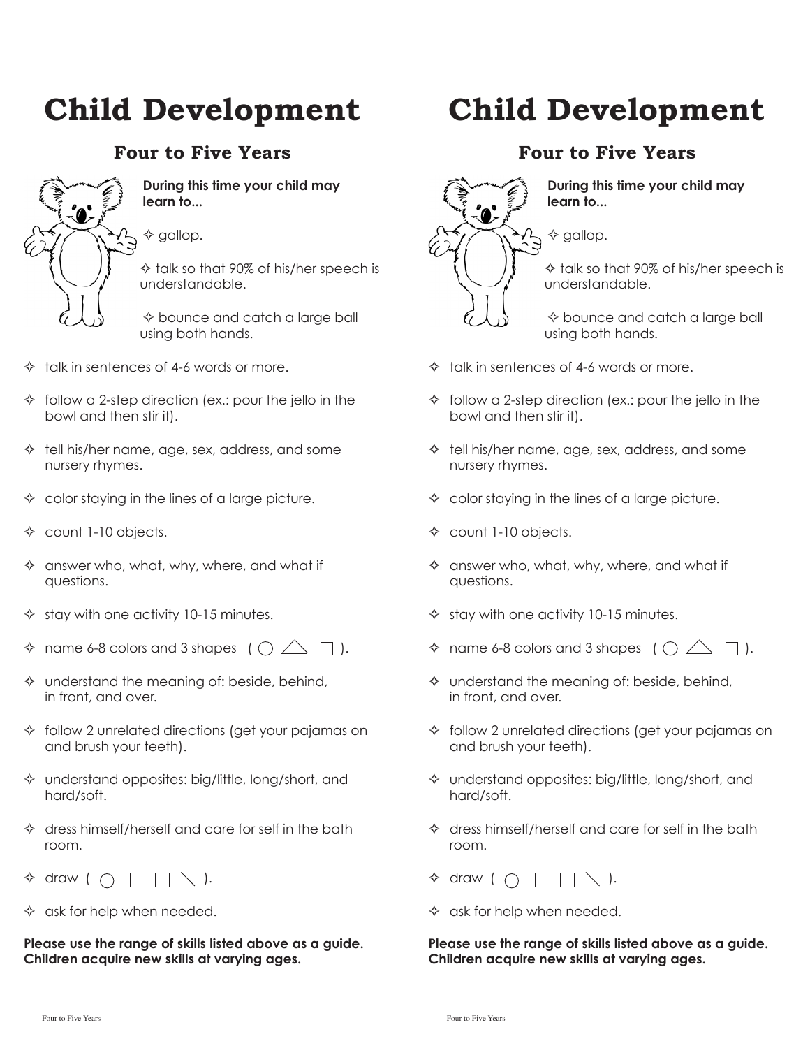# Child Development

## Four to Five Years

**During this time your child may learn to...**

- gallop.
- talk so that 90% of his/her speech is understandable.
- bounce and catch a large ball using both hands.
- talk in sentences of 4-6 words or more.
- follow a 2-step direction (ex.: pour the jello in the bowl and then stir it).
- tell his/her name, age, sex, address, and some nursery rhymes.
- color staying in the lines of a large picture.
- count 1-10 objects.
- answer who, what, why, where, and what if questions.
- stay with one activity 10-15 minutes.
- name 6-8 colors and 3 shapes ( ○ △ □ ).
- understand the meaning of: beside, behind, in front, and over.
- follow 2 unrelated directions (get your pajamas on and brush your teeth).
- understand opposites: big/little, long/short, and hard/soft.
- dress himself/herself and care for self in the bath room.
- draw ( ○ + □ \ ).
- ask for help when needed.

**Please use the range of skills listed above as a guide. Children acquire new skills at varying ages.**

# Child Development

## Four to Five Years

**During this time your child may learn to...**

- gallop.
- talk so that 90% of his/her speech is understandable.
- bounce and catch a large ball using both hands.
- talk in sentences of 4-6 words or more.
- follow a 2-step direction (ex.: pour the jello in the bowl and then stir it).
- tell his/her name, age, sex, address, and some nursery rhymes.
- color staying in the lines of a large picture.
- count 1-10 objects.
- answer who, what, why, where, and what if questions.
- stay with one activity 10-15 minutes.
- name 6-8 colors and 3 shapes ( ○ △ □ ).
- understand the meaning of: beside, behind, in front, and over.
- follow 2 unrelated directions (get your pajamas on and brush your teeth).
- understand opposites: big/little, long/short, and hard/soft.
- dress himself/herself and care for self in the bath room.
- draw ( ○ + □ \ ).
- ask for help when needed.

**Please use the range of skills listed above as a guide. Children acquire new skills at varying ages.**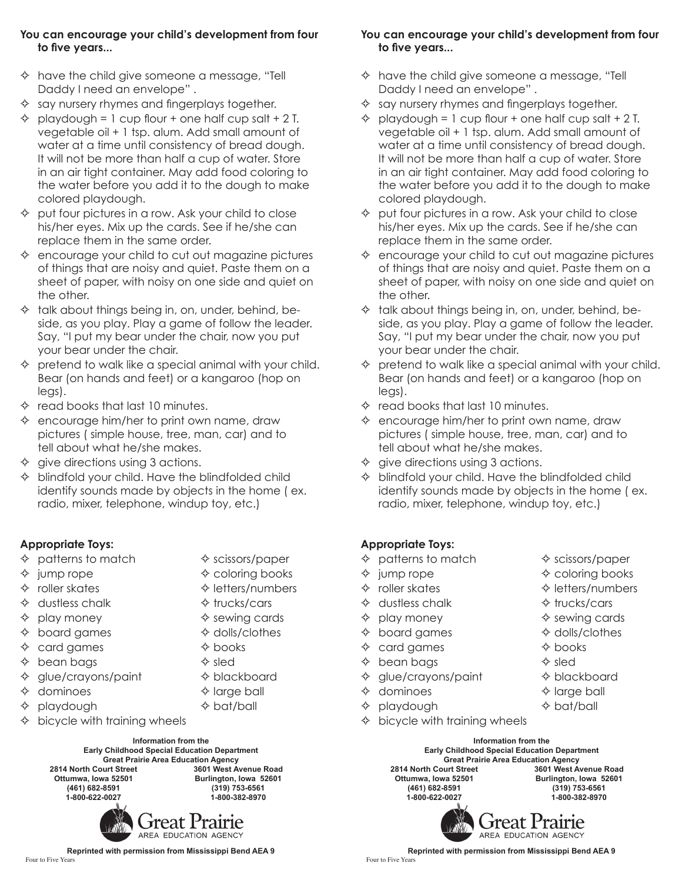**You can encourage your child's development from four to five years...**

- have the child give someone a message, "Tell Daddy I need an envelope" .
- say nursery rhymes and fingerplays together.
- playdough = 1 cup flour + one half cup salt + 2 T. vegetable oil + 1 tsp. alum. Add small amount of water at a time until consistency of bread dough. It will not be more than half a cup of water. Store in an air tight container. May add food coloring to the water before you add it to the dough to make colored playdough.
- put four pictures in a row. Ask your child to close his/her eyes. Mix up the cards. See if he/she can replace them in the same order.
- encourage your child to cut out magazine pictures of things that are noisy and quiet. Paste them on a sheet of paper, with noisy on one side and quiet on the other.
- talk about things being in, on, under, behind, beside, as you play. Play a game of follow the leader. Say, "I put my bear under the chair, now you put your bear under the chair.
- pretend to walk like a special animal with your child. Bear (on hands and feet) or a kangaroo (hop on legs).
- read books that last 10 minutes.
- encourage him/her to print own name, draw pictures ( simple house, tree, man, car) and to tell about what he/she makes.
- give directions using 3 actions.
- blindfold your child. Have the blindfolded child identify sounds made by objects in the home ( ex. radio, mixer, telephone, windup toy, etc.)

**Appropriate Toys:**

- patterns to match
- jump rope
- roller skates
- dustless chalk
- play money
- board games
- card games
- bean bags
- glue/crayons/paint
- dominoes
- playdough
- bicycle with training wheels
- scissors/paper
- coloring books
- letters/numbers
- trucks/cars
- sewing cards
- dolls/clothes
- books
- sled
- blackboard
- large ball
- bat/ball

**Information from the**
**Early Childhood Special Education Department**
**Great Prairie Area Education Agency**

**2814 North Court Street**
**Ottumwa, Iowa 52501**
**(461) 682-8591**
**1-800-622-0027**

**3601 West Avenue Road**
**Burlington, Iowa 52601**
**(319) 753-6561**
**1-800-382-8970**

Great Prairie
AREA EDUCATION AGENCY

**Reprinted with permission from Mississippi Bend AEA 9**

---

**You can encourage your child's development from four to five years...**

- have the child give someone a message, "Tell Daddy I need an envelope" .
- say nursery rhymes and fingerplays together.
- playdough = 1 cup flour + one half cup salt + 2 T. vegetable oil + 1 tsp. alum. Add small amount of water at a time until consistency of bread dough. It will not be more than half a cup of water. Store in an air tight container. May add food coloring to the water before you add it to the dough to make colored playdough.
- put four pictures in a row. Ask your child to close his/her eyes. Mix up the cards. See if he/she can replace them in the same order.
- encourage your child to cut out magazine pictures of things that are noisy and quiet. Paste them on a sheet of paper, with noisy on one side and quiet on the other.
- talk about things being in, on, under, behind, beside, as you play. Play a game of follow the leader. Say, "I put my bear under the chair, now you put your bear under the chair.
- pretend to walk like a special animal with your child. Bear (on hands and feet) or a kangaroo (hop on legs).
- read books that last 10 minutes.
- encourage him/her to print own name, draw pictures ( simple house, tree, man, car) and to tell about what he/she makes.
- give directions using 3 actions.
- blindfold your child. Have the blindfolded child identify sounds made by objects in the home ( ex. radio, mixer, telephone, windup toy, etc.)

**Appropriate Toys:**

- patterns to match
- jump rope
- roller skates
- dustless chalk
- play money
- board games
- card games
- bean bags
- glue/crayons/paint
- dominoes
- playdough
- bicycle with training wheels
- scissors/paper
- coloring books
- letters/numbers
- trucks/cars
- sewing cards
- dolls/clothes
- books
- sled
- blackboard
- large ball
- bat/ball

**Information from the**
**Early Childhood Special Education Department**
**Great Prairie Area Education Agency**

**2814 North Court Street**
**Ottumwa, Iowa 52501**
**(461) 682-8591**
**1-800-622-0027**

**3601 West Avenue Road**
**Burlington, Iowa 52601**
**(319) 753-6561**
**1-800-382-8970**

Great Prairie
AREA EDUCATION AGENCY

**Reprinted with permission from Mississippi Bend AEA 9**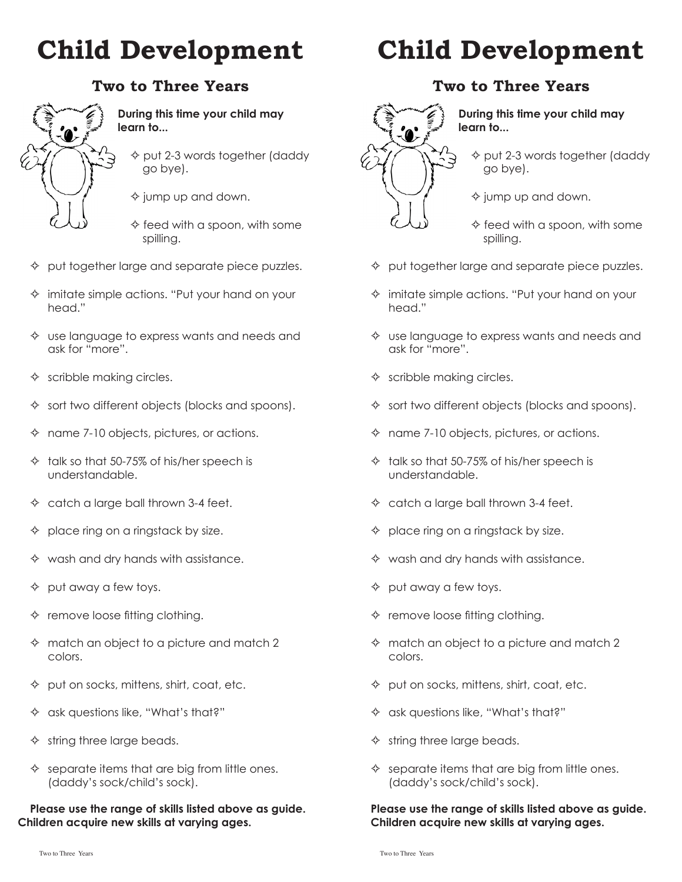# Child Development

## Two to Three Years

**During this time your child may learn to...**

- ✧ put 2-3 words together (daddy go bye).
- ✧ jump up and down.
- ✧ feed with a spoon, with some spilling.
- ✧ put together large and separate piece puzzles.
- ✧ imitate simple actions. "Put your hand on your head."
- ✧ use language to express wants and needs and ask for "more".
- ✧ scribble making circles.
- ✧ sort two different objects (blocks and spoons).
- ✧ name 7-10 objects, pictures, or actions.
- ✧ talk so that 50-75% of his/her speech is understandable.
- ✧ catch a large ball thrown 3-4 feet.
- ✧ place ring on a ringstack by size.
- ✧ wash and dry hands with assistance.
- ✧ put away a few toys.
- ✧ remove loose fitting clothing.
- ✧ match an object to a picture and match 2 colors.
- ✧ put on socks, mittens, shirt, coat, etc.
- ✧ ask questions like, "What's that?"
- ✧ string three large beads.
- ✧ separate items that are big from little ones. (daddy's sock/child's sock).

**Please use the range of skills listed above as guide. Children acquire new skills at varying ages.**

# Child Development

## Two to Three Years

**During this time your child may learn to...**

- ✧ put 2-3 words together (daddy go bye).
- ✧ jump up and down.
- ✧ feed with a spoon, with some spilling.
- ✧ put together large and separate piece puzzles.
- ✧ imitate simple actions. "Put your hand on your head."
- ✧ use language to express wants and needs and ask for "more".
- ✧ scribble making circles.
- ✧ sort two different objects (blocks and spoons).
- ✧ name 7-10 objects, pictures, or actions.
- ✧ talk so that 50-75% of his/her speech is understandable.
- ✧ catch a large ball thrown 3-4 feet.
- ✧ place ring on a ringstack by size.
- ✧ wash and dry hands with assistance.
- ✧ put away a few toys.
- ✧ remove loose fitting clothing.
- ✧ match an object to a picture and match 2 colors.
- ✧ put on socks, mittens, shirt, coat, etc.
- ✧ ask questions like, "What's that?"
- ✧ string three large beads.
- ✧ separate items that are big from little ones. (daddy's sock/child's sock).

**Please use the range of skills listed above as guide. Children acquire new skills at varying ages.**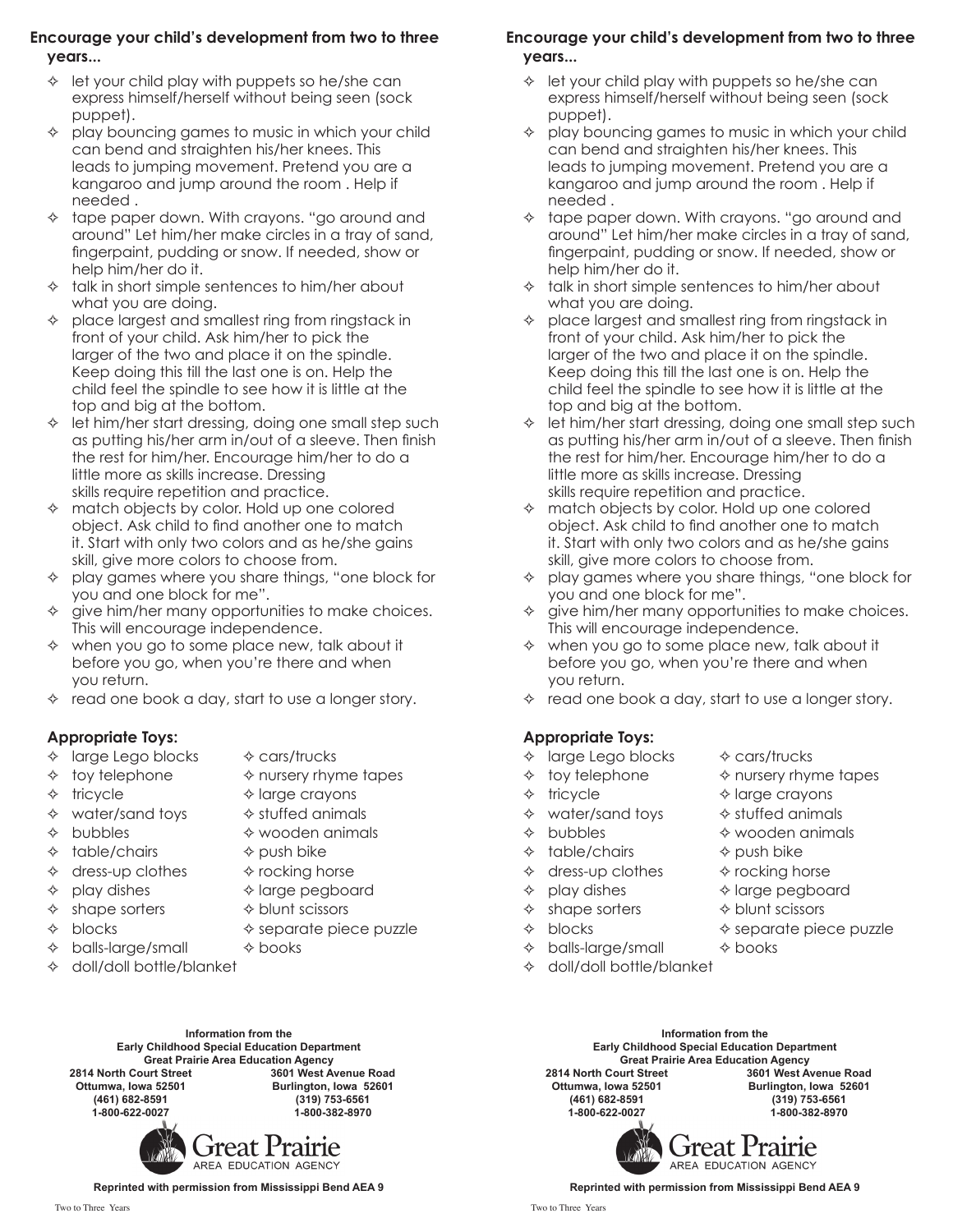**Encourage your child's development from two to three years...**

- let your child play with puppets so he/she can express himself/herself without being seen (sock puppet).
- play bouncing games to music in which your child can bend and straighten his/her knees. This leads to jumping movement. Pretend you are a kangaroo and jump around the room . Help if needed .
- tape paper down. With crayons. "go around and around" Let him/her make circles in a tray of sand, fingerpaint, pudding or snow. If needed, show or help him/her do it.
- talk in short simple sentences to him/her about what you are doing.
- place largest and smallest ring from ringstack in front of your child. Ask him/her to pick the larger of the two and place it on the spindle. Keep doing this till the last one is on. Help the child feel the spindle to see how it is little at the top and big at the bottom.
- let him/her start dressing, doing one small step such as putting his/her arm in/out of a sleeve. Then finish the rest for him/her. Encourage him/her to do a little more as skills increase. Dressing skills require repetition and practice.
- match objects by color. Hold up one colored object. Ask child to find another one to match it. Start with only two colors and as he/she gains skill, give more colors to choose from.
- play games where you share things, "one block for you and one block for me".
- give him/her many opportunities to make choices. This will encourage independence.
- when you go to some place new, talk about it before you go, when you're there and when you return.
- read one book a day, start to use a longer story.

**Appropriate Toys:**

- large Lego blocks
- toy telephone
- tricycle
- water/sand toys
- bubbles
- table/chairs
- dress-up clothes
- play dishes
- shape sorters
- blocks
- balls-large/small
- doll/doll bottle/blanket
- cars/trucks
- nursery rhyme tapes
- large crayons
- stuffed animals
- wooden animals
- push bike
- rocking horse
- large pegboard
- blunt scissors
- separate piece puzzle
- books

**Information from the**
**Early Childhood Special Education Department**
**Great Prairie Area Education Agency**

**2814 North Court Street**
**Ottumwa, Iowa 52501**
**(461) 682-8591**
**1-800-622-0027**

**3601 West Avenue Road**
**Burlington, Iowa 52601**
**(319) 753-6561**
**1-800-382-8970**

Great Prairie
AREA EDUCATION AGENCY

**Reprinted with permission from Mississippi Bend AEA 9**

---

**Encourage your child's development from two to three years...**

- let your child play with puppets so he/she can express himself/herself without being seen (sock puppet).
- play bouncing games to music in which your child can bend and straighten his/her knees. This leads to jumping movement. Pretend you are a kangaroo and jump around the room . Help if needed .
- tape paper down. With crayons. "go around and around" Let him/her make circles in a tray of sand, fingerpaint, pudding or snow. If needed, show or help him/her do it.
- talk in short simple sentences to him/her about what you are doing.
- place largest and smallest ring from ringstack in front of your child. Ask him/her to pick the larger of the two and place it on the spindle. Keep doing this till the last one is on. Help the child feel the spindle to see how it is little at the top and big at the bottom.
- let him/her start dressing, doing one small step such as putting his/her arm in/out of a sleeve. Then finish the rest for him/her. Encourage him/her to do a little more as skills increase. Dressing skills require repetition and practice.
- match objects by color. Hold up one colored object. Ask child to find another one to match it. Start with only two colors and as he/she gains skill, give more colors to choose from.
- play games where you share things, "one block for you and one block for me".
- give him/her many opportunities to make choices. This will encourage independence.
- when you go to some place new, talk about it before you go, when you're there and when you return.
- read one book a day, start to use a longer story.

**Appropriate Toys:**

- large Lego blocks
- toy telephone
- tricycle
- water/sand toys
- bubbles
- table/chairs
- dress-up clothes
- play dishes
- shape sorters
- blocks
- balls-large/small
- doll/doll bottle/blanket
- cars/trucks
- nursery rhyme tapes
- large crayons
- stuffed animals
- wooden animals
- push bike
- rocking horse
- large pegboard
- blunt scissors
- separate piece puzzle
- books

**Information from the**
**Early Childhood Special Education Department**
**Great Prairie Area Education Agency**

**2814 North Court Street**
**Ottumwa, Iowa 52501**
**(461) 682-8591**
**1-800-622-0027**

**3601 West Avenue Road**
**Burlington, Iowa 52601**
**(319) 753-6561**
**1-800-382-8970**

Great Prairie
AREA EDUCATION AGENCY

**Reprinted with permission from Mississippi Bend AEA 9**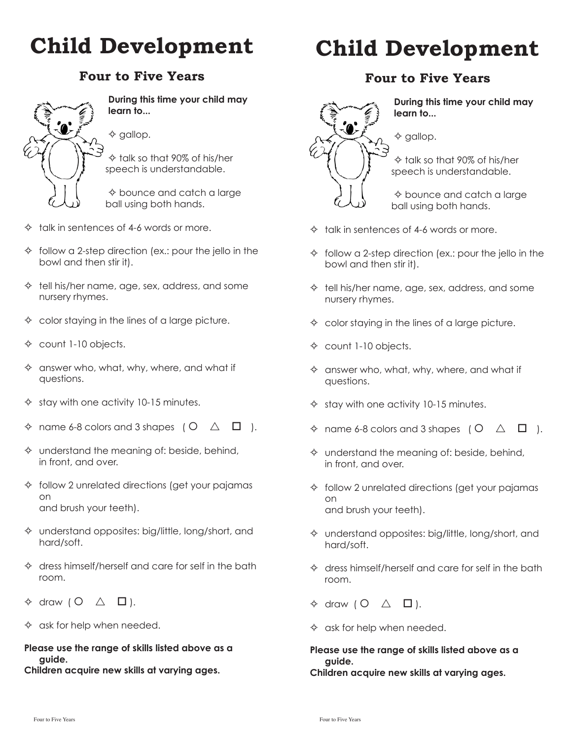# Child Development

## Four to Five Years

**During this time your child may learn to...**

- ✧ gallop.
- ✧ talk so that 90% of his/her speech is understandable.
- ✧ bounce and catch a large ball using both hands.
- ✧ talk in sentences of 4-6 words or more.
- ✧ follow a 2-step direction (ex.: pour the jello in the bowl and then stir it).
- ✧ tell his/her name, age, sex, address, and some nursery rhymes.
- ✧ color staying in the lines of a large picture.
- ✧ count 1-10 objects.
- ✧ answer who, what, why, where, and what if questions.
- ✧ stay with one activity 10-15 minutes.
- ✧ name 6-8 colors and 3 shapes ( ○ △ □ ).
- ✧ understand the meaning of: beside, behind, in front, and over.
- ✧ follow 2 unrelated directions (get your pajamas on and brush your teeth).
- ✧ understand opposites: big/little, long/short, and hard/soft.
- ✧ dress himself/herself and care for self in the bath room.
- ✧ draw ( ○ △ □ ).
- ✧ ask for help when needed.

**Please use the range of skills listed above as a guide.**
**Children acquire new skills at varying ages.**

# Child Development

## Four to Five Years

**During this time your child may learn to...**

- ✧ gallop.
- ✧ talk so that 90% of his/her speech is understandable.
- ✧ bounce and catch a large ball using both hands.
- ✧ talk in sentences of 4-6 words or more.
- ✧ follow a 2-step direction (ex.: pour the jello in the bowl and then stir it).
- ✧ tell his/her name, age, sex, address, and some nursery rhymes.
- ✧ color staying in the lines of a large picture.
- ✧ count 1-10 objects.
- ✧ answer who, what, why, where, and what if questions.
- ✧ stay with one activity 10-15 minutes.
- ✧ name 6-8 colors and 3 shapes ( ○ △ □ ).
- ✧ understand the meaning of: beside, behind, in front, and over.
- ✧ follow 2 unrelated directions (get your pajamas on and brush your teeth).
- ✧ understand opposites: big/little, long/short, and hard/soft.
- ✧ dress himself/herself and care for self in the bath room.
- ✧ draw ( ○ △ □ ).
- ✧ ask for help when needed.

**Please use the range of skills listed above as a guide.**
**Children acquire new skills at varying ages.**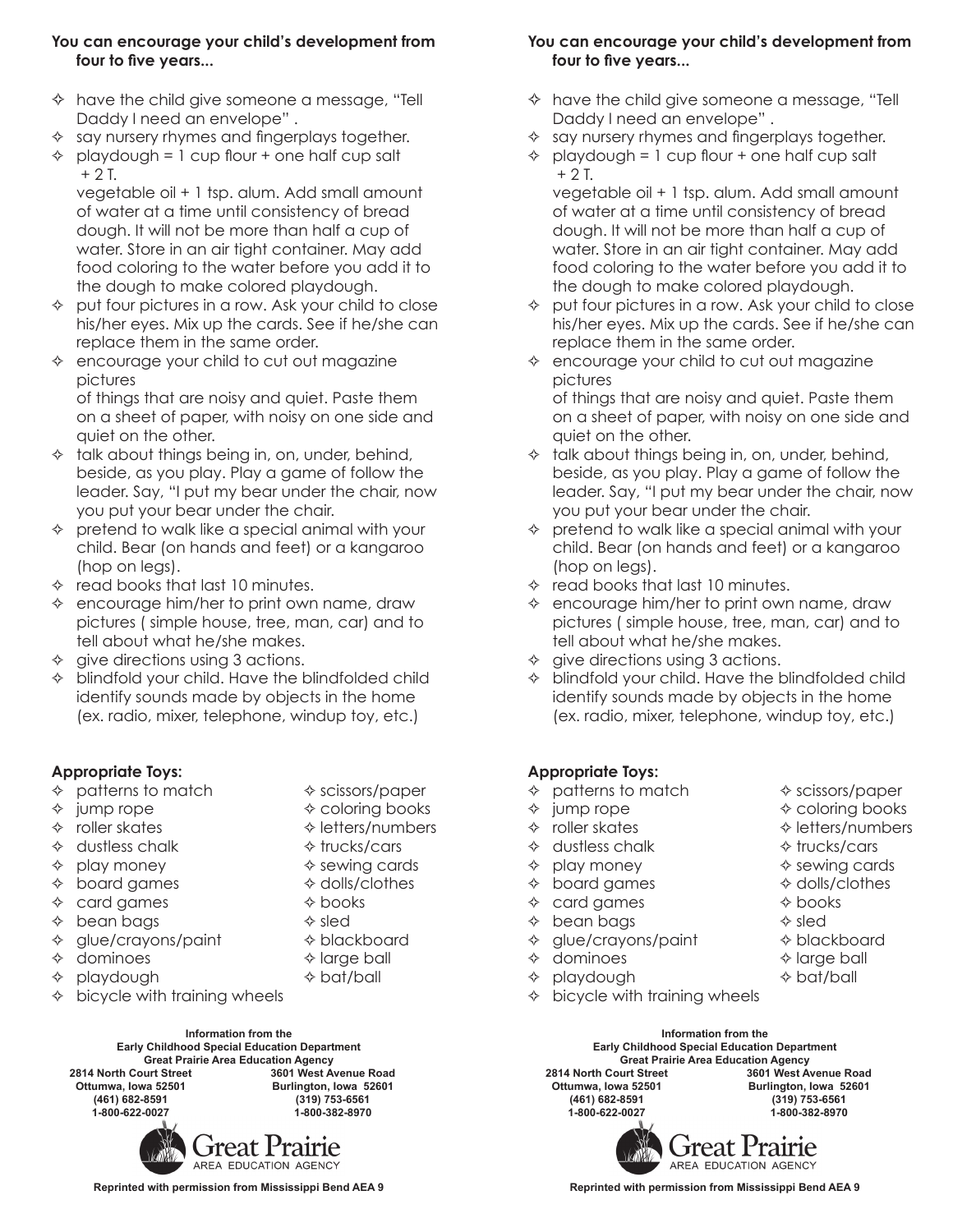**You can encourage your child's development from four to five years...**

- have the child give someone a message, "Tell Daddy I need an envelope" .
- say nursery rhymes and fingerplays together.
- playdough = 1 cup flour + one half cup salt + 2 T. vegetable oil + 1 tsp. alum. Add small amount of water at a time until consistency of bread dough. It will not be more than half a cup of water. Store in an air tight container. May add food coloring to the water before you add it to the dough to make colored playdough.
- put four pictures in a row. Ask your child to close his/her eyes. Mix up the cards. See if he/she can replace them in the same order.
- encourage your child to cut out magazine pictures of things that are noisy and quiet. Paste them on a sheet of paper, with noisy on one side and quiet on the other.
- talk about things being in, on, under, behind, beside, as you play. Play a game of follow the leader. Say, "I put my bear under the chair, now you put your bear under the chair.
- pretend to walk like a special animal with your child. Bear (on hands and feet) or a kangaroo (hop on legs).
- read books that last 10 minutes.
- encourage him/her to print own name, draw pictures ( simple house, tree, man, car) and to tell about what he/she makes.
- give directions using 3 actions.
- blindfold your child. Have the blindfolded child identify sounds made by objects in the home (ex. radio, mixer, telephone, windup toy, etc.)

**Appropriate Toys:**

- patterns to match
- jump rope
- roller skates
- dustless chalk
- play money
- board games
- card games
- bean bags
- glue/crayons/paint
- dominoes
- playdough
- bicycle with training wheels
- scissors/paper
- coloring books
- letters/numbers
- trucks/cars
- sewing cards
- dolls/clothes
- books
- sled
- blackboard
- large ball
- bat/ball

**Information from the**
**Early Childhood Special Education Department**
**Great Prairie Area Education Agency**

| 2814 North Court Street | 3601 West Avenue Road |
|---|---|
| Ottumwa, Iowa 52501 | Burlington, Iowa 52601 |
| (461) 682-8591 | (319) 753-6561 |
| 1-800-622-0027 | 1-800-382-8970 |

Great Prairie
AREA EDUCATION AGENCY

**Reprinted with permission from Mississippi Bend AEA 9**

---

**You can encourage your child's development from four to five years...**

- have the child give someone a message, "Tell Daddy I need an envelope" .
- say nursery rhymes and fingerplays together.
- playdough = 1 cup flour + one half cup salt + 2 T. vegetable oil + 1 tsp. alum. Add small amount of water at a time until consistency of bread dough. It will not be more than half a cup of water. Store in an air tight container. May add food coloring to the water before you add it to the dough to make colored playdough.
- put four pictures in a row. Ask your child to close his/her eyes. Mix up the cards. See if he/she can replace them in the same order.
- encourage your child to cut out magazine pictures of things that are noisy and quiet. Paste them on a sheet of paper, with noisy on one side and quiet on the other.
- talk about things being in, on, under, behind, beside, as you play. Play a game of follow the leader. Say, "I put my bear under the chair, now you put your bear under the chair.
- pretend to walk like a special animal with your child. Bear (on hands and feet) or a kangaroo (hop on legs).
- read books that last 10 minutes.
- encourage him/her to print own name, draw pictures ( simple house, tree, man, car) and to tell about what he/she makes.
- give directions using 3 actions.
- blindfold your child. Have the blindfolded child identify sounds made by objects in the home (ex. radio, mixer, telephone, windup toy, etc.)

**Appropriate Toys:**

- patterns to match
- jump rope
- roller skates
- dustless chalk
- play money
- board games
- card games
- bean bags
- glue/crayons/paint
- dominoes
- playdough
- bicycle with training wheels
- scissors/paper
- coloring books
- letters/numbers
- trucks/cars
- sewing cards
- dolls/clothes
- books
- sled
- blackboard
- large ball
- bat/ball

**Information from the**
**Early Childhood Special Education Department**
**Great Prairie Area Education Agency**

| 2814 North Court Street | 3601 West Avenue Road |
|---|---|
| Ottumwa, Iowa 52501 | Burlington, Iowa 52601 |
| (461) 682-8591 | (319) 753-6561 |
| 1-800-622-0027 | 1-800-382-8970 |

Great Prairie
AREA EDUCATION AGENCY

**Reprinted with permission from Mississippi Bend AEA 9**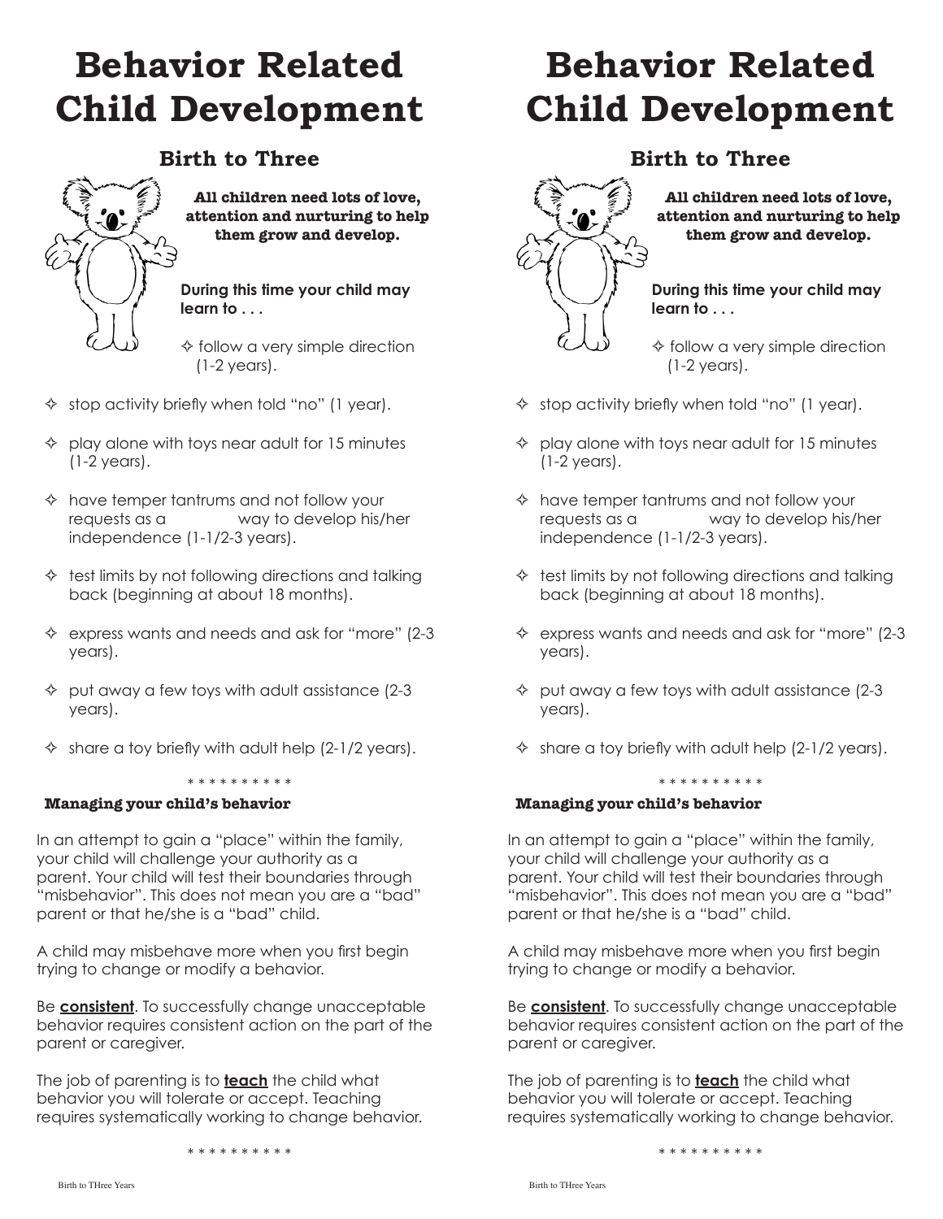# Behavior Related Child Development

## Birth to Three

**All children need lots of love, attention and nurturing to help them grow and develop.**

**During this time your child may learn to . . .**

- ✧ follow a very simple direction (1-2 years).
- ✧ stop activity briefly when told "no" (1 year).
- ✧ play alone with toys near adult for 15 minutes (1-2 years).
- ✧ have temper tantrums and not follow your requests as a way to develop his/her independence (1-1/2-3 years).
- ✧ test limits by not following directions and talking back (beginning at about 18 months).
- ✧ express wants and needs and ask for "more" (2-3 years).
- ✧ put away a few toys with adult assistance (2-3 years).
- ✧ share a toy briefly with adult help (2-1/2 years).

* * * * * * * * * *

**Managing your child's behavior**

In an attempt to gain a "place" within the family, your child will challenge your authority as a parent. Your child will test their boundaries through "misbehavior". This does not mean you are a "bad" parent or that he/she is a "bad" child.

A child may misbehave more when you first begin trying to change or modify a behavior.

Be **consistent**. To successfully change unacceptable behavior requires consistent action on the part of the parent or caregiver.

The job of parenting is to **teach** the child what behavior you will tolerate or accept. Teaching requires systematically working to change behavior.

* * * * * * * * * *

# Behavior Related Child Development

## Birth to Three

**All children need lots of love, attention and nurturing to help them grow and develop.**

**During this time your child may learn to . . .**

- ✧ follow a very simple direction (1-2 years).
- ✧ stop activity briefly when told "no" (1 year).
- ✧ play alone with toys near adult for 15 minutes (1-2 years).
- ✧ have temper tantrums and not follow your requests as a way to develop his/her independence (1-1/2-3 years).
- ✧ test limits by not following directions and talking back (beginning at about 18 months).
- ✧ express wants and needs and ask for "more" (2-3 years).
- ✧ put away a few toys with adult assistance (2-3 years).
- ✧ share a toy briefly with adult help (2-1/2 years).

* * * * * * * * * *

**Managing your child's behavior**

In an attempt to gain a "place" within the family, your child will challenge your authority as a parent. Your child will test their boundaries through "misbehavior". This does not mean you are a "bad" parent or that he/she is a "bad" child.

A child may misbehave more when you first begin trying to change or modify a behavior.

Be **consistent**. To successfully change unacceptable behavior requires consistent action on the part of the parent or caregiver.

The job of parenting is to **teach** the child what behavior you will tolerate or accept. Teaching requires systematically working to change behavior.

* * * * * * * * * *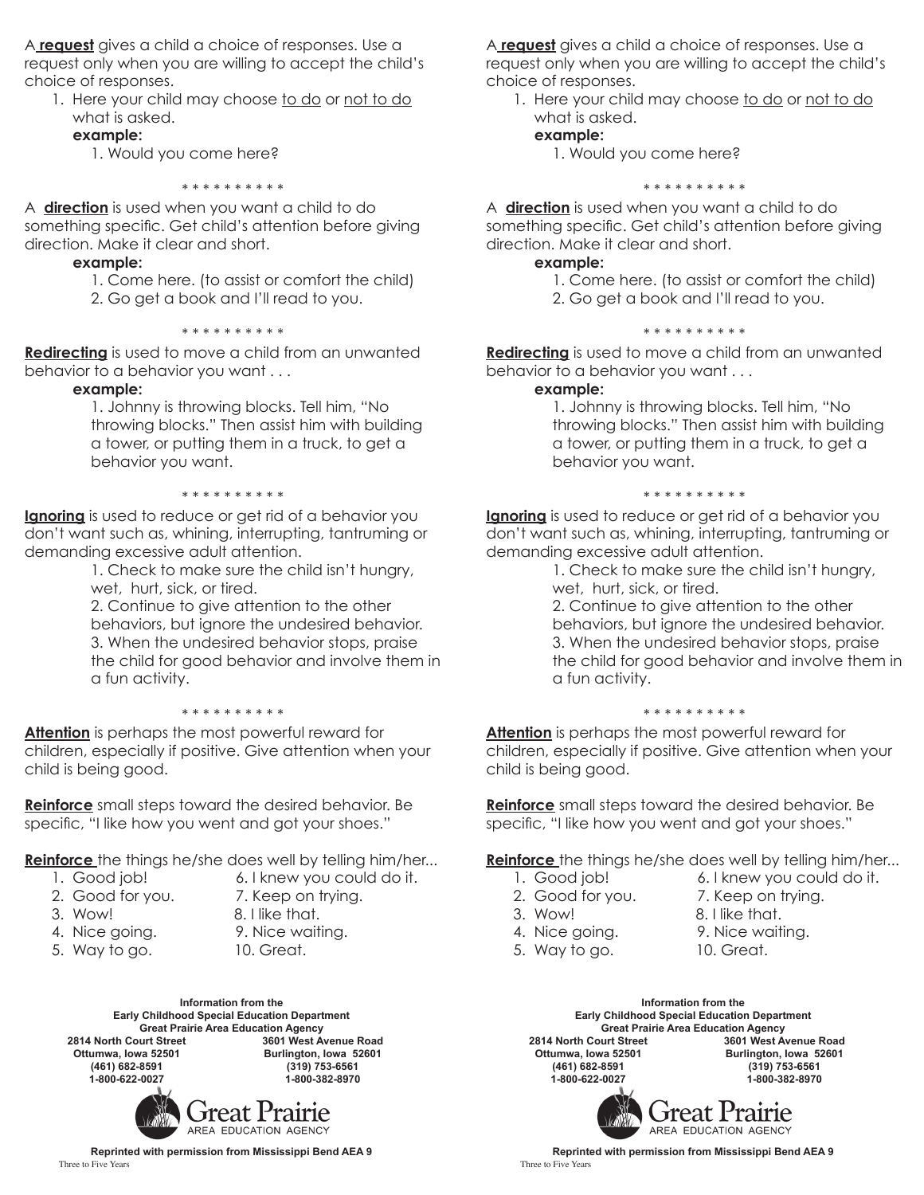A **request** gives a child a choice of responses. Use a request only when you are willing to accept the child's choice of responses.

1. Here your child may choose to do or not to do what is asked.

   **example:**

   1. Would you come here?

\* \* \* \* \* \* \* \* \* \*

A **direction** is used when you want a child to do something specific. Get child's attention before giving direction. Make it clear and short.

**example:**

1. Come here. (to assist or comfort the child)
2. Go get a book and I'll read to you.

\* \* \* \* \* \* \* \* \* \*

**Redirecting** is used to move a child from an unwanted behavior to a behavior you want . . .

**example:**

1. Johnny is throwing blocks. Tell him, "No throwing blocks." Then assist him with building a tower, or putting them in a truck, to get a behavior you want.

\* \* \* \* \* \* \* \* \* \*

**Ignoring** is used to reduce or get rid of a behavior you don't want such as, whining, interrupting, tantruming or demanding excessive adult attention.

1. Check to make sure the child isn't hungry, wet, hurt, sick, or tired.
2. Continue to give attention to the other behaviors, but ignore the undesired behavior.
3. When the undesired behavior stops, praise the child for good behavior and involve them in a fun activity.

\* \* \* \* \* \* \* \* \* \*

**Attention** is perhaps the most powerful reward for children, especially if positive. Give attention when your child is being good.

**Reinforce** small steps toward the desired behavior. Be specific, "I like how you went and got your shoes."

**Reinforce** the things he/she does well by telling him/her...

1. Good job!
2. Good for you.
3. Wow!
4. Nice going.
5. Way to go.
6. I knew you could do it.
7. Keep on trying.
8. I like that.
9. Nice waiting.
10. Great.

**Information from the**
**Early Childhood Special Education Department**
**Great Prairie Area Education Agency**

**2814 North Court Street**
**Ottumwa, Iowa 52501**
**(461) 682-8591**
**1-800-622-0027**

**3601 West Avenue Road**
**Burlington, Iowa 52601**
**(319) 753-6561**
**1-800-382-8970**

Great Prairie
AREA EDUCATION AGENCY

**Reprinted with permission from Mississippi Bend AEA 9**

---

A **request** gives a child a choice of responses. Use a request only when you are willing to accept the child's choice of responses.

1. Here your child may choose to do or not to do what is asked.

   **example:**

   1. Would you come here?

\* \* \* \* \* \* \* \* \* \*

A **direction** is used when you want a child to do something specific. Get child's attention before giving direction. Make it clear and short.

**example:**

1. Come here. (to assist or comfort the child)
2. Go get a book and I'll read to you.

\* \* \* \* \* \* \* \* \* \*

**Redirecting** is used to move a child from an unwanted behavior to a behavior you want . . .

**example:**

1. Johnny is throwing blocks. Tell him, "No throwing blocks." Then assist him with building a tower, or putting them in a truck, to get a behavior you want.

\* \* \* \* \* \* \* \* \* \*

**Ignoring** is used to reduce or get rid of a behavior you don't want such as, whining, interrupting, tantruming or demanding excessive adult attention.

1. Check to make sure the child isn't hungry, wet, hurt, sick, or tired.
2. Continue to give attention to the other behaviors, but ignore the undesired behavior.
3. When the undesired behavior stops, praise the child for good behavior and involve them in a fun activity.

\* \* \* \* \* \* \* \* \* \*

**Attention** is perhaps the most powerful reward for children, especially if positive. Give attention when your child is being good.

**Reinforce** small steps toward the desired behavior. Be specific, "I like how you went and got your shoes."

**Reinforce** the things he/she does well by telling him/her...

1. Good job!
2. Good for you.
3. Wow!
4. Nice going.
5. Way to go.
6. I knew you could do it.
7. Keep on trying.
8. I like that.
9. Nice waiting.
10. Great.

**Information from the**
**Early Childhood Special Education Department**
**Great Prairie Area Education Agency**

**2814 North Court Street**
**Ottumwa, Iowa 52501**
**(461) 682-8591**
**1-800-622-0027**

**3601 West Avenue Road**
**Burlington, Iowa 52601**
**(319) 753-6561**
**1-800-382-8970**

Great Prairie
AREA EDUCATION AGENCY

**Reprinted with permission from Mississippi Bend AEA 9**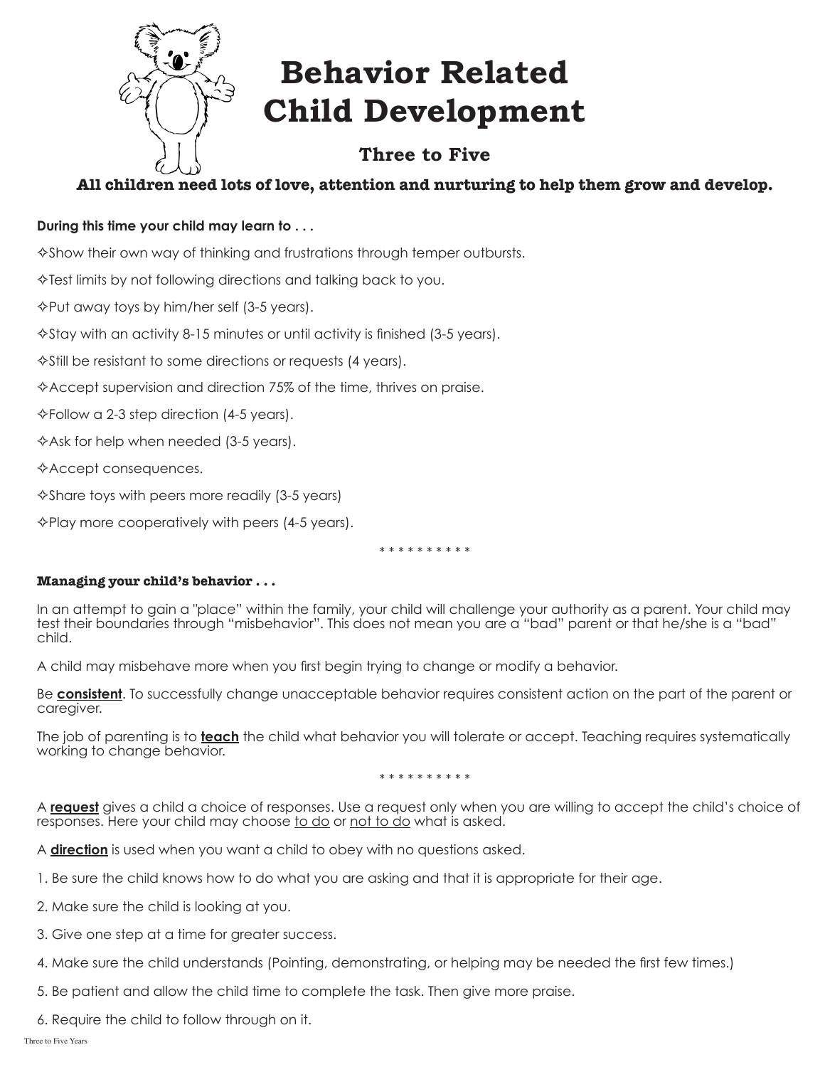# Behavior Related Child Development

### Three to Five

**All children need lots of love, attention and nurturing to help them grow and develop.**

**During this time your child may learn to . . .**

✧Show their own way of thinking and frustrations through temper outbursts.

✧Test limits by not following directions and talking back to you.

✧Put away toys by him/her self (3-5 years).

✧Stay with an activity 8-15 minutes or until activity is finished (3-5 years).

✧Still be resistant to some directions or requests (4 years).

✧Accept supervision and direction 75% of the time, thrives on praise.

✧Follow a 2-3 step direction (4-5 years).

✧Ask for help when needed (3-5 years).

✧Accept consequences.

✧Share toys with peers more readily (3-5 years)

✧Play more cooperatively with peers (4-5 years).

* * * * * * * * * *

**Managing your child's behavior . . .**

In an attempt to gain a "place" within the family, your child will challenge your authority as a parent. Your child may test their boundaries through "misbehavior". This does not mean you are a "bad" parent or that he/she is a "bad" child.

A child may misbehave more when you first begin trying to change or modify a behavior.

Be **consistent**. To successfully change unacceptable behavior requires consistent action on the part of the parent or caregiver.

The job of parenting is to **teach** the child what behavior you will tolerate or accept. Teaching requires systematically working to change behavior.

* * * * * * * * * *

A **request** gives a child a choice of responses. Use a request only when you are willing to accept the child's choice of responses. Here your child may choose to do or not to do what is asked.

A **direction** is used when you want a child to obey with no questions asked.

1. Be sure the child knows how to do what you are asking and that it is appropriate for their age.
2. Make sure the child is looking at you.
3. Give one step at a time for greater success.
4. Make sure the child understands (Pointing, demonstrating, or helping may be needed the first few times.)
5. Be patient and allow the child time to complete the task. Then give more praise.
6. Require the child to follow through on it.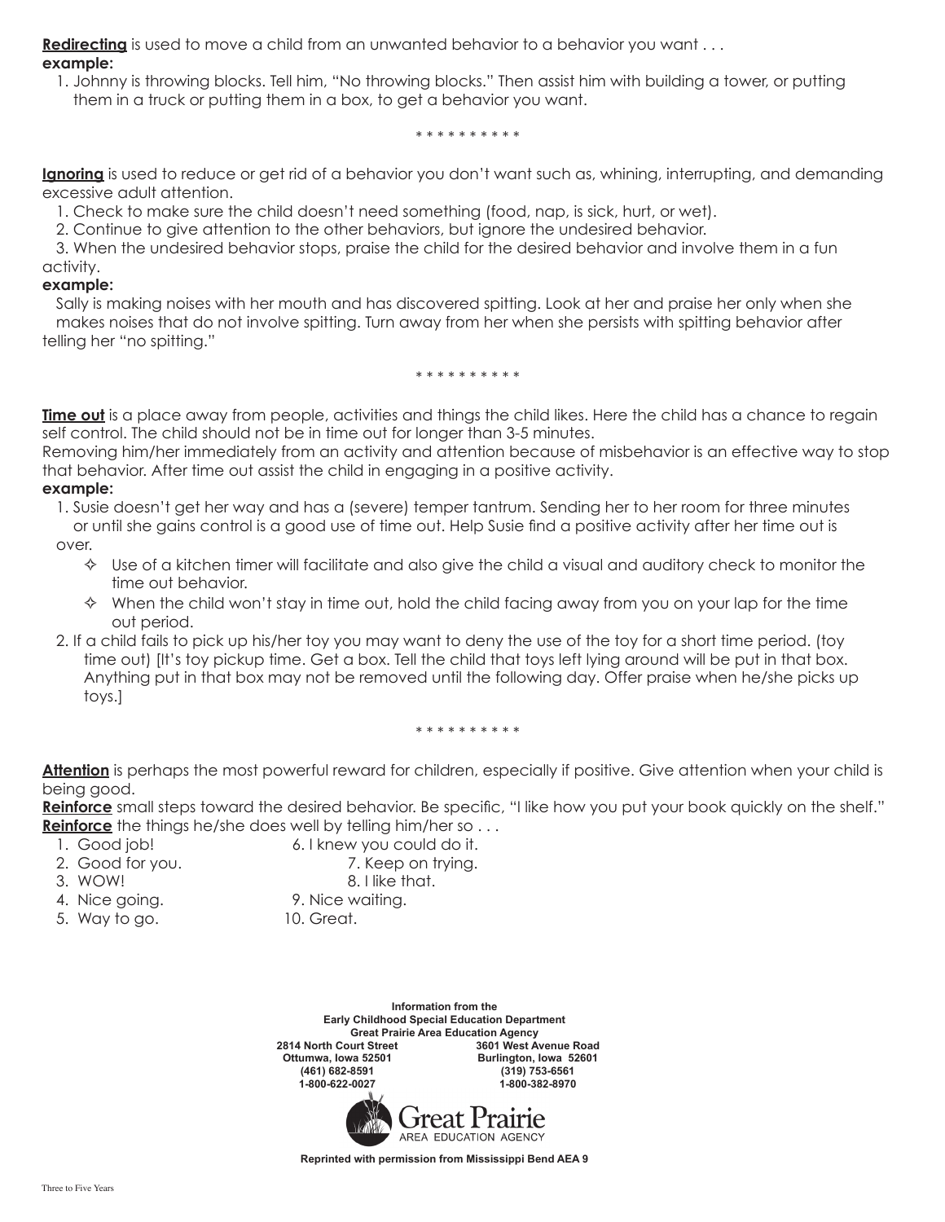**<u>Redirecting</u>** is used to move a child from an unwanted behavior to a behavior you want . . .

**example:**

1. Johnny is throwing blocks. Tell him, "No throwing blocks." Then assist him with building a tower, or putting them in a truck or putting them in a box, to get a behavior you want.

* * * * * * * * * *

**<u>Ignoring</u>** is used to reduce or get rid of a behavior you don't want such as, whining, interrupting, and demanding excessive adult attention.

1. Check to make sure the child doesn't need something (food, nap, is sick, hurt, or wet).
2. Continue to give attention to the other behaviors, but ignore the undesired behavior.
3. When the undesired behavior stops, praise the child for the desired behavior and involve them in a fun activity.

**example:**

Sally is making noises with her mouth and has discovered spitting. Look at her and praise her only when she makes noises that do not involve spitting. Turn away from her when she persists with spitting behavior after telling her "no spitting."

* * * * * * * * * *

**<u>Time out</u>** is a place away from people, activities and things the child likes. Here the child has a chance to regain self control. The child should not be in time out for longer than 3-5 minutes.

Removing him/her immediately from an activity and attention because of misbehavior is an effective way to stop that behavior. After time out assist the child in engaging in a positive activity.

**example:**

1. Susie doesn't get her way and has a (severe) temper tantrum. Sending her to her room for three minutes or until she gains control is a good use of time out. Help Susie find a positive activity after her time out is over.
   - Use of a kitchen timer will facilitate and also give the child a visual and auditory check to monitor the time out behavior.
   - When the child won't stay in time out, hold the child facing away from you on your lap for the time out period.
2. If a child fails to pick up his/her toy you may want to deny the use of the toy for a short time period. (toy time out) [It's toy pickup time. Get a box. Tell the child that toys left lying around will be put in that box. Anything put in that box may not be removed until the following day. Offer praise when he/she picks up toys.]

* * * * * * * * * *

**<u>Attention</u>** is perhaps the most powerful reward for children, especially if positive. Give attention when your child is being good.

**<u>Reinforce</u>** small steps toward the desired behavior. Be specific, "I like how you put your book quickly on the shelf."

**<u>Reinforce</u>** the things he/she does well by telling him/her so . . .

1. Good job!
2. Good for you.
3. WOW!
4. Nice going.
5. Way to go.
6. I knew you could do it.
7. Keep on trying.
8. I like that.
9. Nice waiting.
10. Great.

**Information from the**
**Early Childhood Special Education Department**
**Great Prairie Area Education Agency**

**2814 North Court Street**
**Ottumwa, Iowa 52501**
**(461) 682-8591**
**1-800-622-0027**

**3601 West Avenue Road**
**Burlington, Iowa 52601**
**(319) 753-6561**
**1-800-382-8970**

Great Prairie
AREA EDUCATION AGENCY

**Reprinted with permission from Mississippi Bend AEA 9**

Three to Five Years